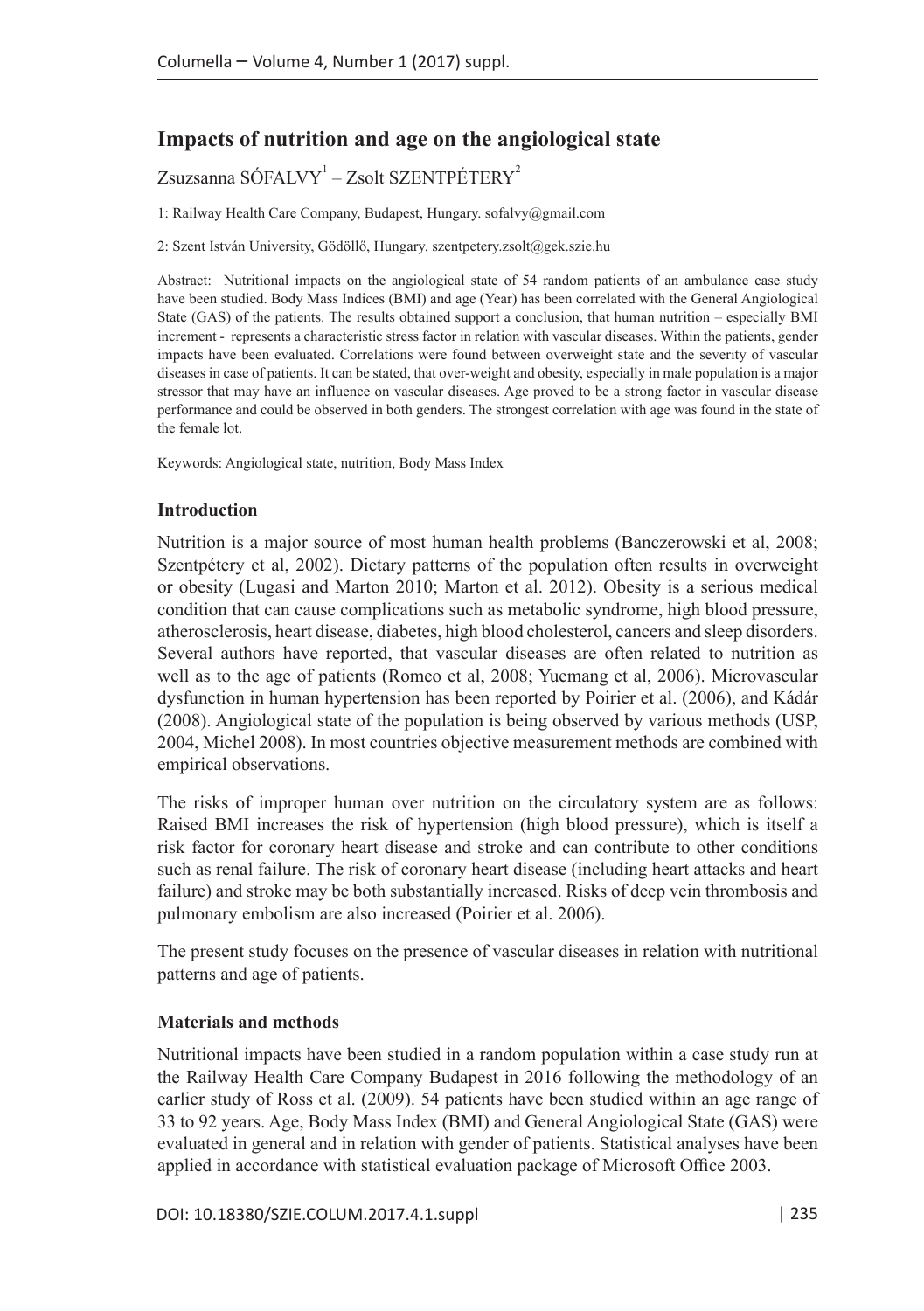# Impacts of nutrition and age on the angiological state

Zsuzsanna SÓFALVY[1] – Zsolt SZENTPÉTERY[2]

1: Railway Health Care Company, Budapest, Hungary. sofalvy@gmail.com

2: Szent István University, Gödöllő, Hungary. szentpetery.zsolt@gek.szie.hu

Abstract: Nutritional impacts on the angiological state of 54 random patients of an ambulance case study have been studied. Body Mass Indices (BMI) and age (Year) has been correlated with the General Angiological State (GAS) of the patients. The results obtained support a conclusion, that human nutrition – especially BMI increment - represents a characteristic stress factor in relation with vascular diseases. Within the patients, gender impacts have been evaluated. Correlations were found between overweight state and the severity of vascular diseases in case of patients. It can be stated, that over-weight and obesity, especially in male population is a major stressor that may have an influence on vascular diseases. Age proved to be a strong factor in vascular disease performance and could be observed in both genders. The strongest correlation with age was found in the state of the female lot.

Keywords: Angiological state, nutrition, Body Mass Index

### Introduction

Nutrition is a major source of most human health problems (Banczerowski et al, 2008; Szentpétery et al, 2002). Dietary patterns of the population often results in overweight or obesity (Lugasi and Marton 2010; Marton et al. 2012). Obesity is a serious medical condition that can cause complications such as metabolic syndrome, high blood pressure, atherosclerosis, heart disease, diabetes, high blood cholesterol, cancers and sleep disorders. Several authors have reported, that vascular diseases are often related to nutrition as well as to the age of patients (Romeo et al, 2008; Yuemang et al, 2006). Microvascular dysfunction in human hypertension has been reported by Poirier et al. (2006), and Kádár (2008). Angiological state of the population is being observed by various methods (USP, 2004, Michel 2008). In most countries objective measurement methods are combined with empirical observations.

The risks of improper human over nutrition on the circulatory system are as follows: Raised BMI increases the risk of hypertension (high blood pressure), which is itself a risk factor for coronary heart disease and stroke and can contribute to other conditions such as renal failure. The risk of coronary heart disease (including heart attacks and heart failure) and stroke may be both substantially increased. Risks of deep vein thrombosis and pulmonary embolism are also increased (Poirier et al. 2006).

The present study focuses on the presence of vascular diseases in relation with nutritional patterns and age of patients.

### Materials and methods

Nutritional impacts have been studied in a random population within a case study run at the Railway Health Care Company Budapest in 2016 following the methodology of an earlier study of Ross et al. (2009). 54 patients have been studied within an age range of 33 to 92 years. Age, Body Mass Index (BMI) and General Angiological State (GAS) were evaluated in general and in relation with gender of patients. Statistical analyses have been applied in accordance with statistical evaluation package of Microsoft Office 2003.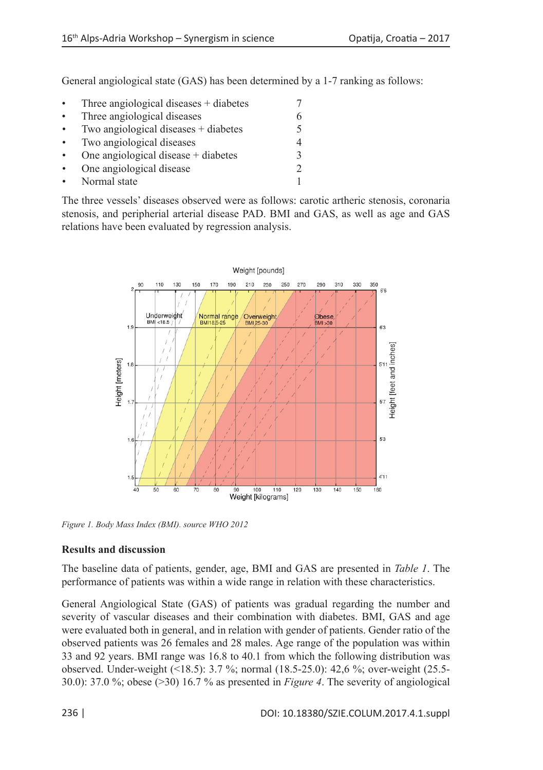General angiological state (GAS) has been determined by a 1-7 ranking as follows:

| | |
|---|---|
| • Three angiological diseases + diabetes | 7 |
| • Three angiological diseases | 6 |
| • Two angiological diseases + diabetes | 5 |
| • Two angiological diseases | 4 |
| • One angiological disease + diabetes | 3 |
| • One angiological disease | 2 |
| • Normal state | 1 |

The three vessels' diseases observed were as follows: carotic artheric stenosis, coronaria stenosis, and peripherial arterial disease PAD. BMI and GAS, as well as age and GAS relations have been evaluated by regression analysis.

*Figure 1. Body Mass Index (BMI). source WHO 2012*

**Results and discussion**

The baseline data of patients, gender, age, BMI and GAS are presented in *Table 1*. The performance of patients was within a wide range in relation with these characteristics.

General Angiological State (GAS) of patients was gradual regarding the number and severity of vascular diseases and their combination with diabetes. BMI, GAS and age were evaluated both in general, and in relation with gender of patients. Gender ratio of the observed patients was 26 females and 28 males. Age range of the population was within 33 and 92 years. BMI range was 16.8 to 40.1 from which the following distribution was observed. Under-weight (<18.5): 3.7 %; normal (18.5-25.0): 42,6 %; over-weight (25.5-30.0): 37.0 %; obese (>30) 16.7 % as presented in *Figure 4*. The severity of angiological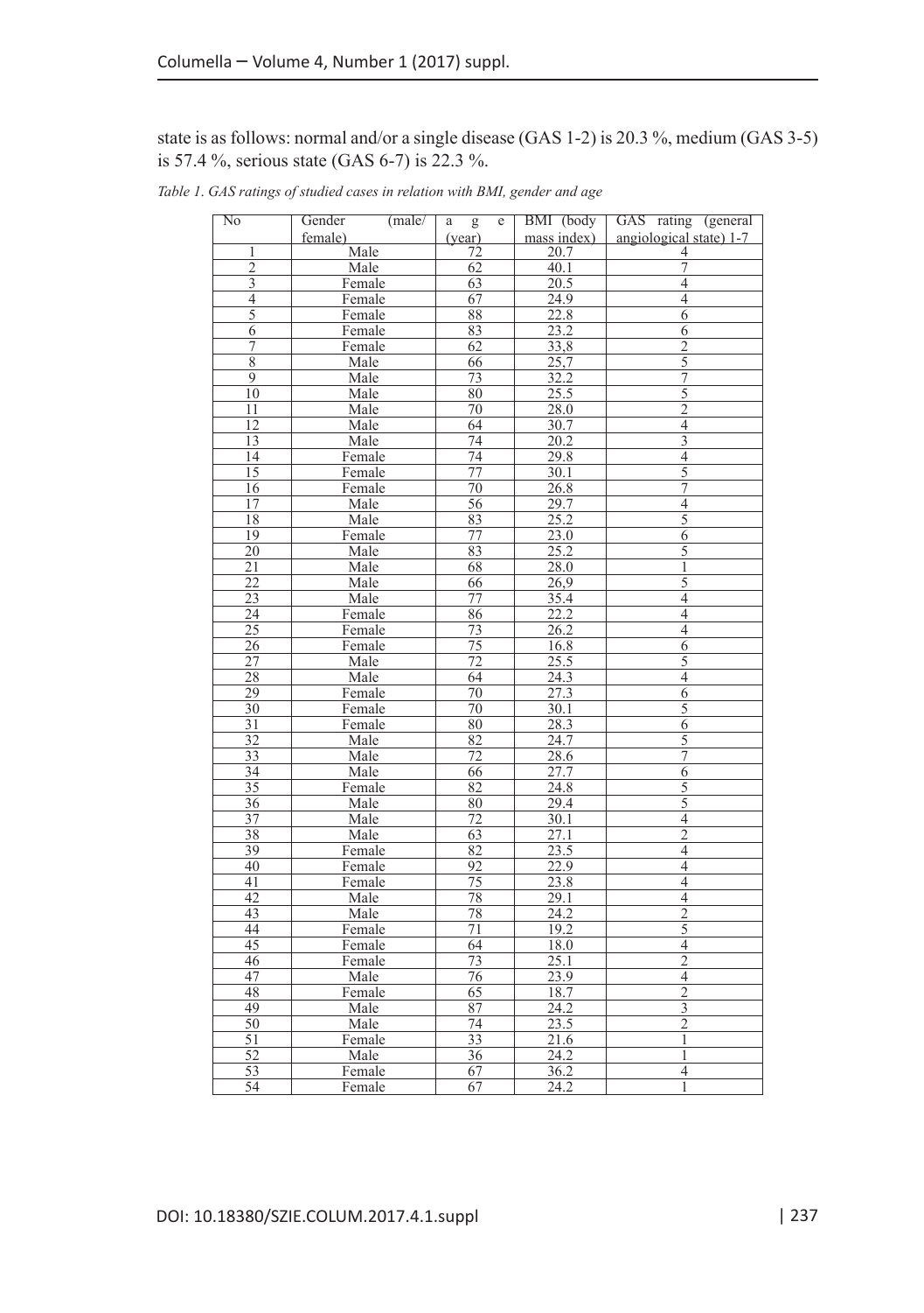state is as follows: normal and/or a single disease (GAS 1-2) is 20.3 %, medium (GAS 3-5) is 57.4 %, serious state (GAS 6-7) is 22.3 %.

*Table 1. GAS ratings of studied cases in relation with BMI, gender and age*

| No | Gender (male/ female) | age (year) | BMI (body mass index) | GAS rating (general angiological state) 1-7 |
|---|---|---|---|---|
| 1 | Male | 72 | 20.7 | 4 |
| 2 | Male | 62 | 40.1 | 7 |
| 3 | Female | 63 | 20.5 | 4 |
| 4 | Female | 67 | 24.9 | 4 |
| 5 | Female | 88 | 22.8 | 6 |
| 6 | Female | 83 | 23.2 | 6 |
| 7 | Female | 62 | 33,8 | 2 |
| 8 | Male | 66 | 25,7 | 5 |
| 9 | Male | 73 | 32.2 | 7 |
| 10 | Male | 80 | 25.5 | 5 |
| 11 | Male | 70 | 28.0 | 2 |
| 12 | Male | 64 | 30.7 | 4 |
| 13 | Male | 74 | 20.2 | 3 |
| 14 | Female | 74 | 29.8 | 4 |
| 15 | Female | 77 | 30.1 | 5 |
| 16 | Female | 70 | 26.8 | 7 |
| 17 | Male | 56 | 29.7 | 4 |
| 18 | Male | 83 | 25.2 | 5 |
| 19 | Female | 77 | 23.0 | 6 |
| 20 | Male | 83 | 25.2 | 5 |
| 21 | Male | 68 | 28.0 | 1 |
| 22 | Male | 66 | 26,9 | 5 |
| 23 | Male | 77 | 35.4 | 4 |
| 24 | Female | 86 | 22.2 | 4 |
| 25 | Female | 73 | 26.2 | 4 |
| 26 | Female | 75 | 16.8 | 6 |
| 27 | Male | 72 | 25.5 | 5 |
| 28 | Male | 64 | 24.3 | 4 |
| 29 | Female | 70 | 27.3 | 6 |
| 30 | Female | 70 | 30.1 | 5 |
| 31 | Female | 80 | 28.3 | 6 |
| 32 | Male | 82 | 24.7 | 5 |
| 33 | Male | 72 | 28.6 | 7 |
| 34 | Male | 66 | 27.7 | 6 |
| 35 | Female | 82 | 24.8 | 5 |
| 36 | Male | 80 | 29.4 | 5 |
| 37 | Male | 72 | 30.1 | 4 |
| 38 | Male | 63 | 27.1 | 2 |
| 39 | Female | 82 | 23.5 | 4 |
| 40 | Female | 92 | 22.9 | 4 |
| 41 | Female | 75 | 23.8 | 4 |
| 42 | Male | 78 | 29.1 | 4 |
| 43 | Male | 78 | 24.2 | 2 |
| 44 | Female | 71 | 19.2 | 5 |
| 45 | Female | 64 | 18.0 | 4 |
| 46 | Female | 73 | 25.1 | 2 |
| 47 | Male | 76 | 23.9 | 4 |
| 48 | Female | 65 | 18.7 | 2 |
| 49 | Male | 87 | 24.2 | 3 |
| 50 | Male | 74 | 23.5 | 2 |
| 51 | Female | 33 | 21.6 | 1 |
| 52 | Male | 36 | 24.2 | 1 |
| 53 | Female | 67 | 36.2 | 4 |
| 54 | Female | 67 | 24.2 | 1 |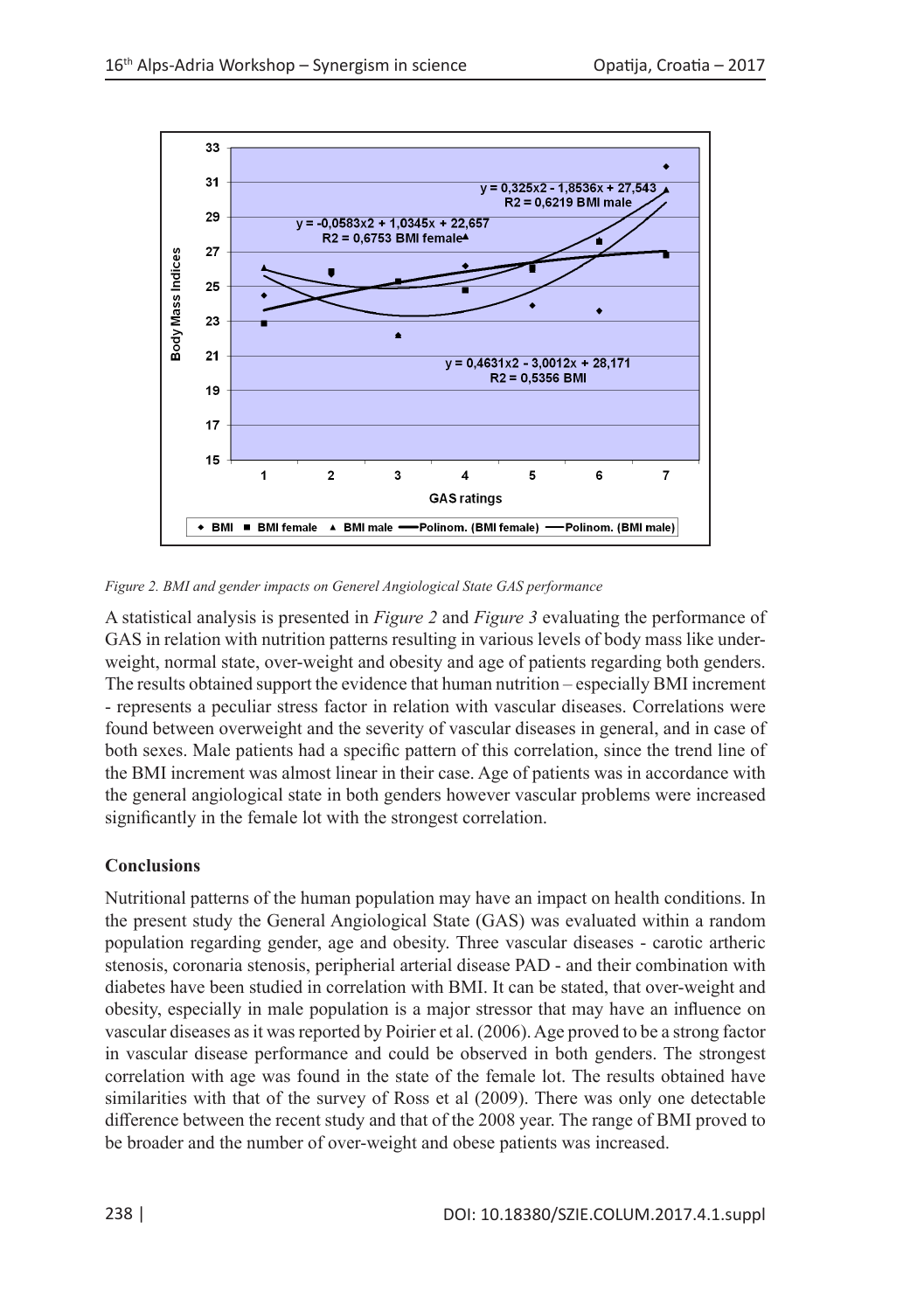*Figure 2. BMI and gender impacts on Generel Angiological State GAS performance*

A statistical analysis is presented in *Figure 2* and *Figure 3* evaluating the performance of GAS in relation with nutrition patterns resulting in various levels of body mass like under-weight, normal state, over-weight and obesity and age of patients regarding both genders. The results obtained support the evidence that human nutrition – especially BMI increment - represents a peculiar stress factor in relation with vascular diseases. Correlations were found between overweight and the severity of vascular diseases in general, and in case of both sexes. Male patients had a specific pattern of this correlation, since the trend line of the BMI increment was almost linear in their case. Age of patients was in accordance with the general angiological state in both genders however vascular problems were increased significantly in the female lot with the strongest correlation.

## Conclusions

Nutritional patterns of the human population may have an impact on health conditions. In the present study the General Angiological State (GAS) was evaluated within a random population regarding gender, age and obesity. Three vascular diseases - carotic artheric stenosis, coronaria stenosis, peripherial arterial disease PAD - and their combination with diabetes have been studied in correlation with BMI. It can be stated, that over-weight and obesity, especially in male population is a major stressor that may have an influence on vascular diseases as it was reported by Poirier et al. (2006). Age proved to be a strong factor in vascular disease performance and could be observed in both genders. The strongest correlation with age was found in the state of the female lot. The results obtained have similarities with that of the survey of Ross et al (2009). There was only one detectable difference between the recent study and that of the 2008 year. The range of BMI proved to be broader and the number of over-weight and obese patients was increased.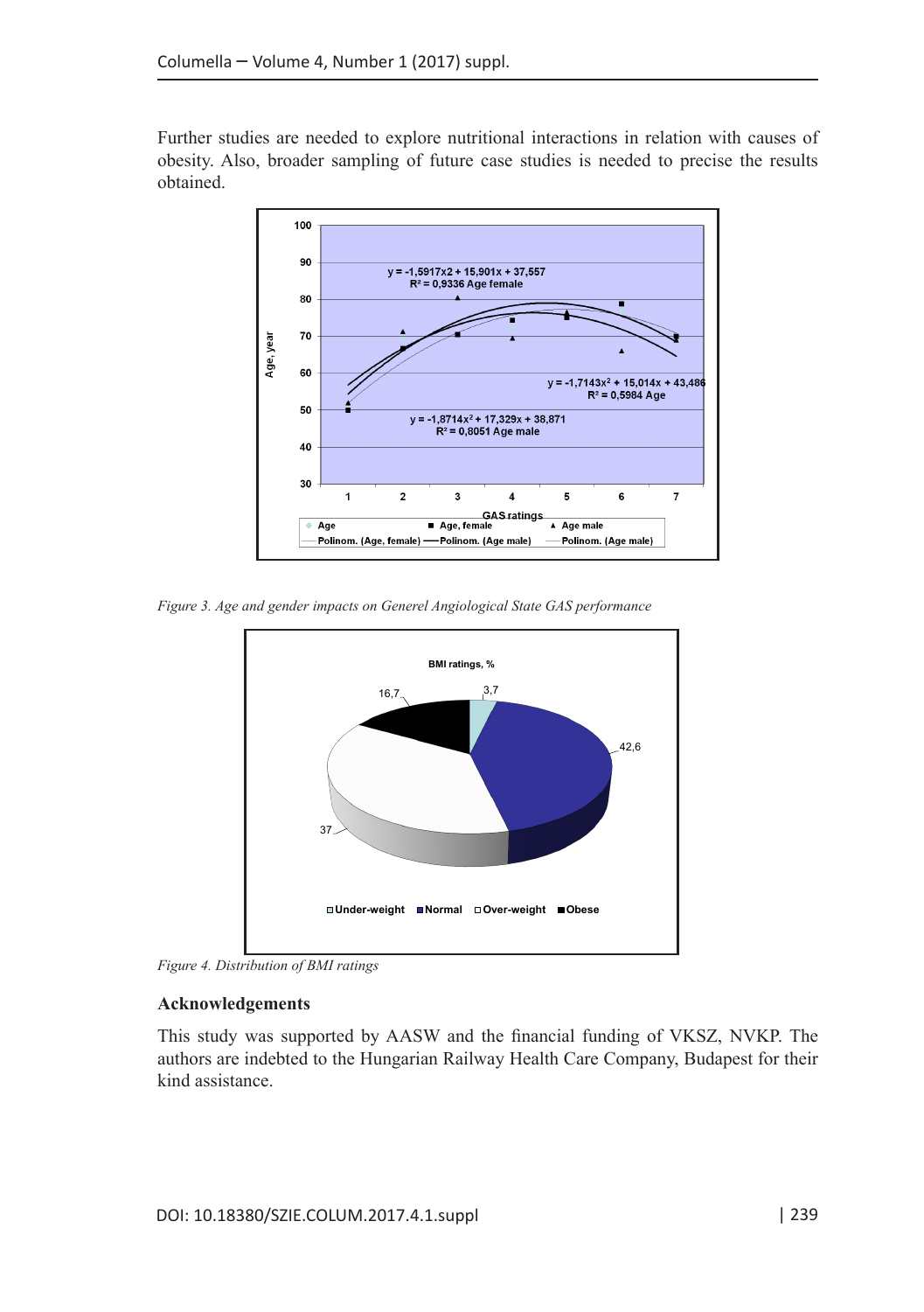Further studies are needed to explore nutritional interactions in relation with causes of obesity. Also, broader sampling of future case studies is needed to precise the results obtained.

*Figure 3. Age and gender impacts on Generel Angiological State GAS performance*

*Figure 4. Distribution of BMI ratings*

## Acknowledgements

This study was supported by AASW and the financial funding of VKSZ, NVKP. The authors are indebted to the Hungarian Railway Health Care Company, Budapest for their kind assistance.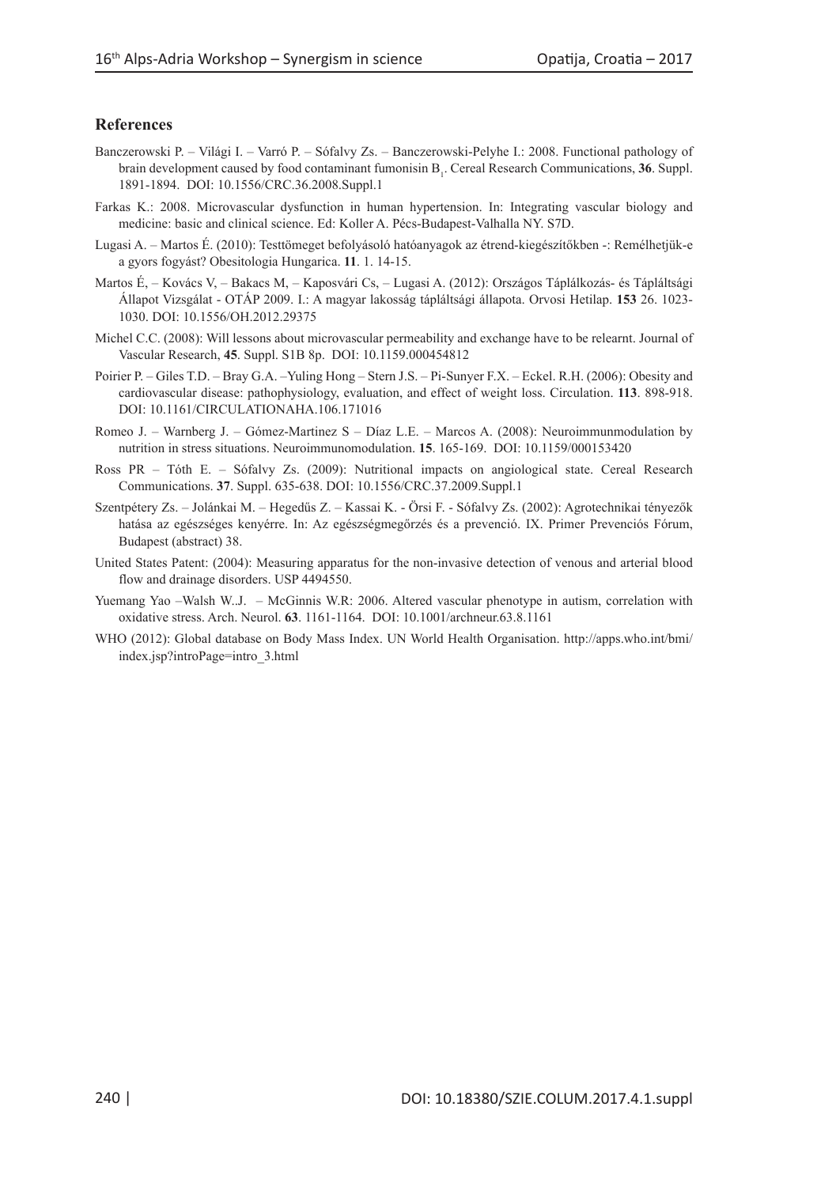## References

Banczerowski P. – Világi I. – Varró P. – Sófalvy Zs. – Banczerowski-Pelyhe I.: 2008. Functional pathology of brain development caused by food contaminant fumonisin $B_1$. Cereal Research Communications, **36**. Suppl. 1891-1894. DOI: 10.1556/CRC.36.2008.Suppl.1

Farkas K.: 2008. Microvascular dysfunction in human hypertension. In: Integrating vascular biology and medicine: basic and clinical science. Ed: Koller A. Pécs-Budapest-Valhalla NY. S7D.

Lugasi A. – Martos É. (2010): Testtömeget befolyásoló hatóanyagok az étrend-kiegészítőkben -: Remélhetjük-e a gyors fogyást? Obesitologia Hungarica. **11**. 1. 14-15.

Martos É, – Kovács V, – Bakacs M, – Kaposvári Cs, – Lugasi A. (2012): Országos Táplálkozás- és Tápláltsági Állapot Vizsgálat - OTÁP 2009. I.: A magyar lakosság tápláltsági állapota. Orvosi Hetilap. **153** 26. 1023-1030. DOI: 10.1556/OH.2012.29375

Michel C.C. (2008): Will lessons about microvascular permeability and exchange have to be relearnt. Journal of Vascular Research, **45**. Suppl. S1B 8p. DOI: 10.1159.000454812

Poirier P. – Giles T.D. – Bray G.A. –Yuling Hong – Stern J.S. – Pi-Sunyer F.X. – Eckel. R.H. (2006): Obesity and cardiovascular disease: pathophysiology, evaluation, and effect of weight loss. Circulation. **113**. 898-918. DOI: 10.1161/CIRCULATIONAHA.106.171016

Romeo J. – Warnberg J. – Gómez-Martinez S – Díaz L.E. – Marcos A. (2008): Neuroimmunmodulation by nutrition in stress situations. Neuroimmunomodulation. **15**. 165-169. DOI: 10.1159/000153420

Ross PR – Tóth E. – Sófalvy Zs. (2009): Nutritional impacts on angiological state. Cereal Research Communications. **37**. Suppl. 635-638. DOI: 10.1556/CRC.37.2009.Suppl.1

Szentpétery Zs. – Jolánkai M. – Hegedűs Z. – Kassai K. - Örsi F. - Sófalvy Zs. (2002): Agrotechnikai tényezők hatása az egészséges kenyérre. In: Az egészségmegőrzés és a prevenció. IX. Primer Prevenciós Fórum, Budapest (abstract) 38.

United States Patent: (2004): Measuring apparatus for the non-invasive detection of venous and arterial blood flow and drainage disorders. USP 4494550.

Yuemang Yao –Walsh W..J. – McGinnis W.R: 2006. Altered vascular phenotype in autism, correlation with oxidative stress. Arch. Neurol. **63**. 1161-1164. DOI: 10.1001/archneur.63.8.1161

WHO (2012): Global database on Body Mass Index. UN World Health Organisation. http://apps.who.int/bmi/index.jsp?introPage=intro_3.html